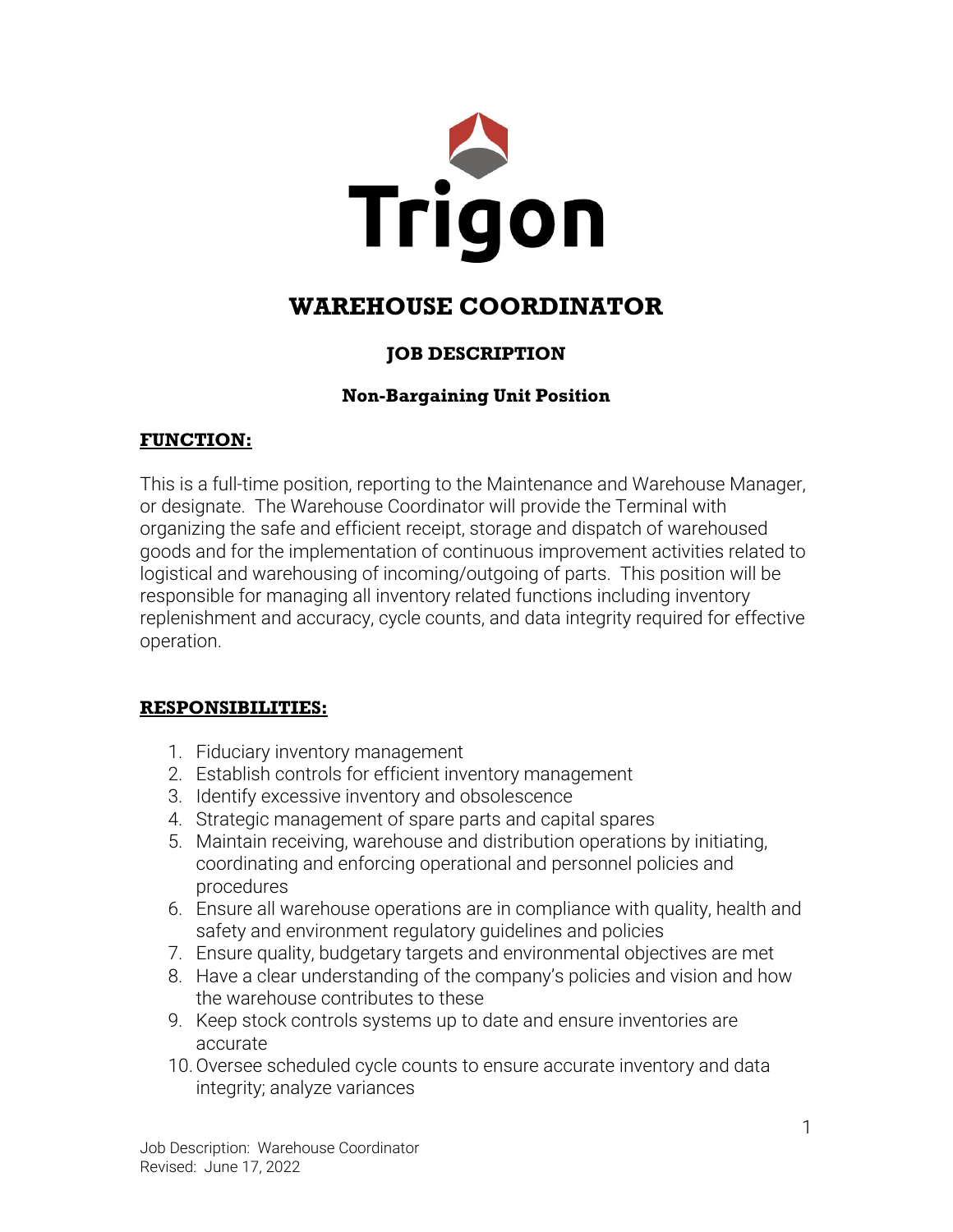# Trigon

## WAREHOUSE COORDINATOR

### JOB DESCRIPTION

**Non-Bargaining Unit Position**

**FUNCTION:**

This is a full-time position, reporting to the Maintenance and Warehouse Manager, or designate. The Warehouse Coordinator will provide the Terminal with organizing the safe and efficient receipt, storage and dispatch of warehoused goods and for the implementation of continuous improvement activities related to logistical and warehousing of incoming/outgoing of parts. This position will be responsible for managing all inventory related functions including inventory replenishment and accuracy, cycle counts, and data integrity required for effective operation.

**RESPONSIBILITIES:**

1. Fiduciary inventory management
2. Establish controls for efficient inventory management
3. Identify excessive inventory and obsolescence
4. Strategic management of spare parts and capital spares
5. Maintain receiving, warehouse and distribution operations by initiating, coordinating and enforcing operational and personnel policies and procedures
6. Ensure all warehouse operations are in compliance with quality, health and safety and environment regulatory guidelines and policies
7. Ensure quality, budgetary targets and environmental objectives are met
8. Have a clear understanding of the company's policies and vision and how the warehouse contributes to these
9. Keep stock controls systems up to date and ensure inventories are accurate
10. Oversee scheduled cycle counts to ensure accurate inventory and data integrity; analyze variances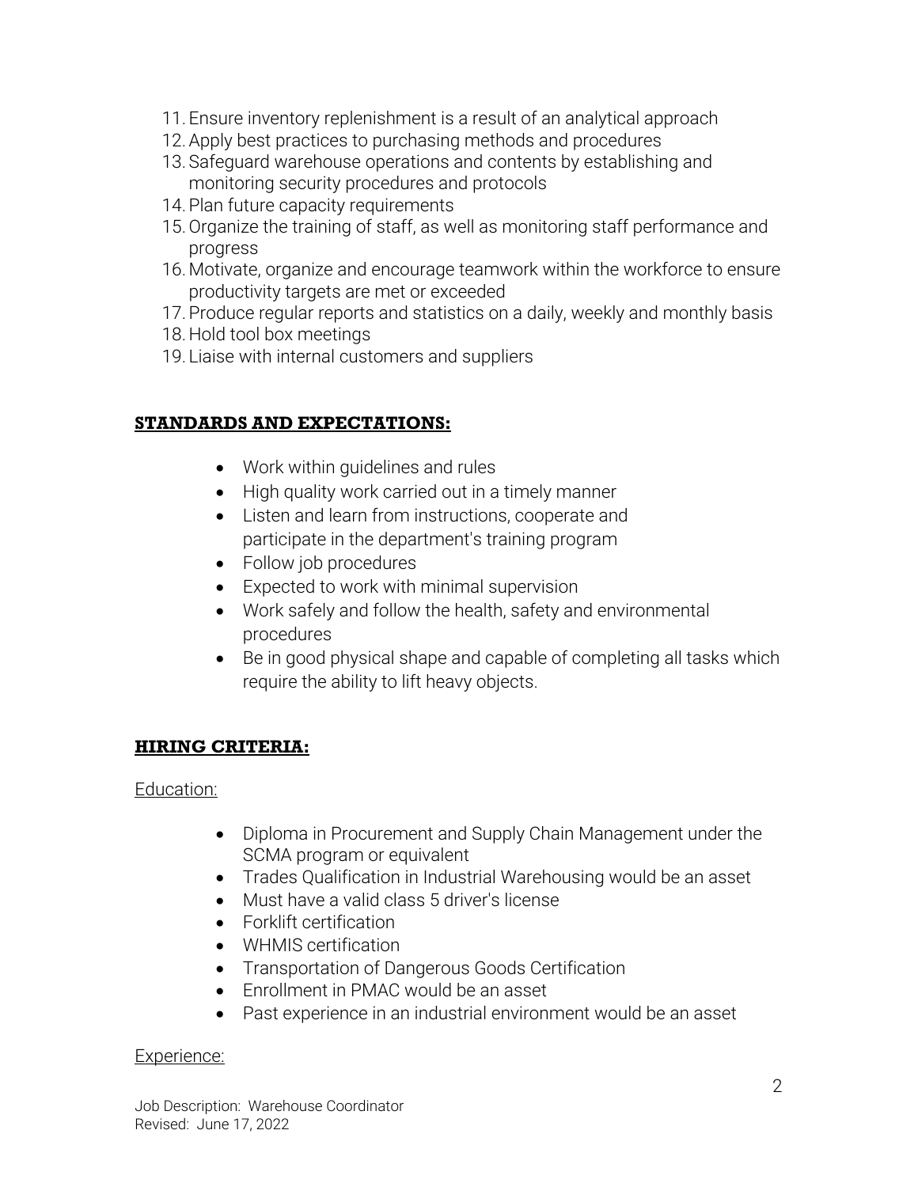11. Ensure inventory replenishment is a result of an analytical approach
12. Apply best practices to purchasing methods and procedures
13. Safeguard warehouse operations and contents by establishing and monitoring security procedures and protocols
14. Plan future capacity requirements
15. Organize the training of staff, as well as monitoring staff performance and progress
16. Motivate, organize and encourage teamwork within the workforce to ensure productivity targets are met or exceeded
17. Produce regular reports and statistics on a daily, weekly and monthly basis
18. Hold tool box meetings
19. Liaise with internal customers and suppliers

## STANDARDS AND EXPECTATIONS:

- Work within guidelines and rules
- High quality work carried out in a timely manner
- Listen and learn from instructions, cooperate and participate in the department's training program
- Follow job procedures
- Expected to work with minimal supervision
- Work safely and follow the health, safety and environmental procedures
- Be in good physical shape and capable of completing all tasks which require the ability to lift heavy objects.

## HIRING CRITERIA:

Education:

- Diploma in Procurement and Supply Chain Management under the SCMA program or equivalent
- Trades Qualification in Industrial Warehousing would be an asset
- Must have a valid class 5 driver's license
- Forklift certification
- WHMIS certification
- Transportation of Dangerous Goods Certification
- Enrollment in PMAC would be an asset
- Past experience in an industrial environment would be an asset

Experience: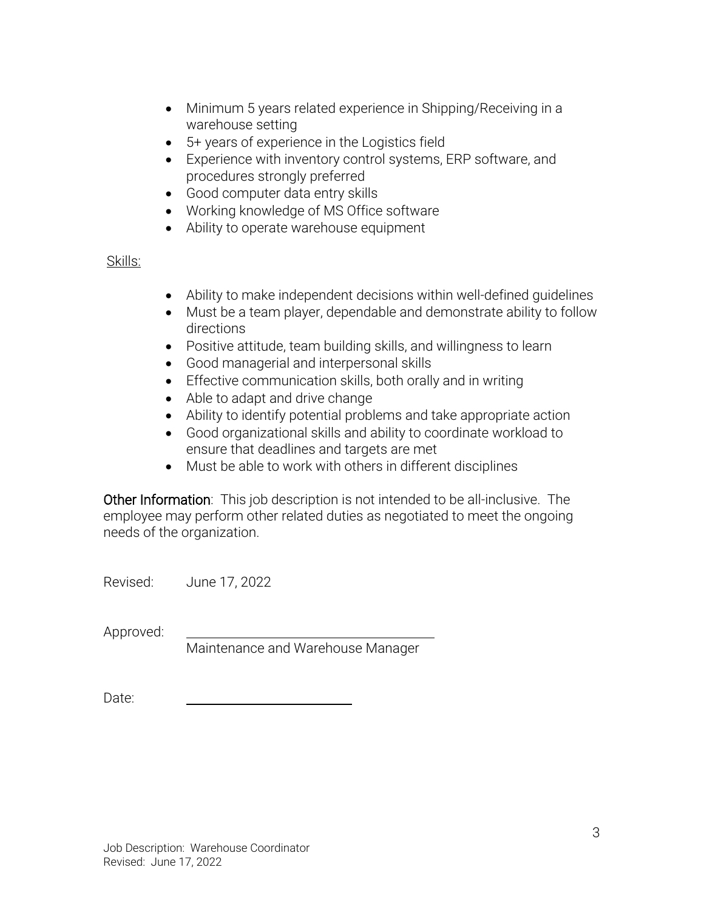- Minimum 5 years related experience in Shipping/Receiving in a warehouse setting
- 5+ years of experience in the Logistics field
- Experience with inventory control systems, ERP software, and procedures strongly preferred
- Good computer data entry skills
- Working knowledge of MS Office software
- Ability to operate warehouse equipment

Skills:

- Ability to make independent decisions within well-defined guidelines
- Must be a team player, dependable and demonstrate ability to follow directions
- Positive attitude, team building skills, and willingness to learn
- Good managerial and interpersonal skills
- Effective communication skills, both orally and in writing
- Able to adapt and drive change
- Ability to identify potential problems and take appropriate action
- Good organizational skills and ability to coordinate workload to ensure that deadlines and targets are met
- Must be able to work with others in different disciplines

**Other Information**: This job description is not intended to be all-inclusive. The employee may perform other related duties as negotiated to meet the ongoing needs of the organization.

Revised: June 17, 2022

Approved: ______________________________
Maintenance and Warehouse Manager

Date: ____________________